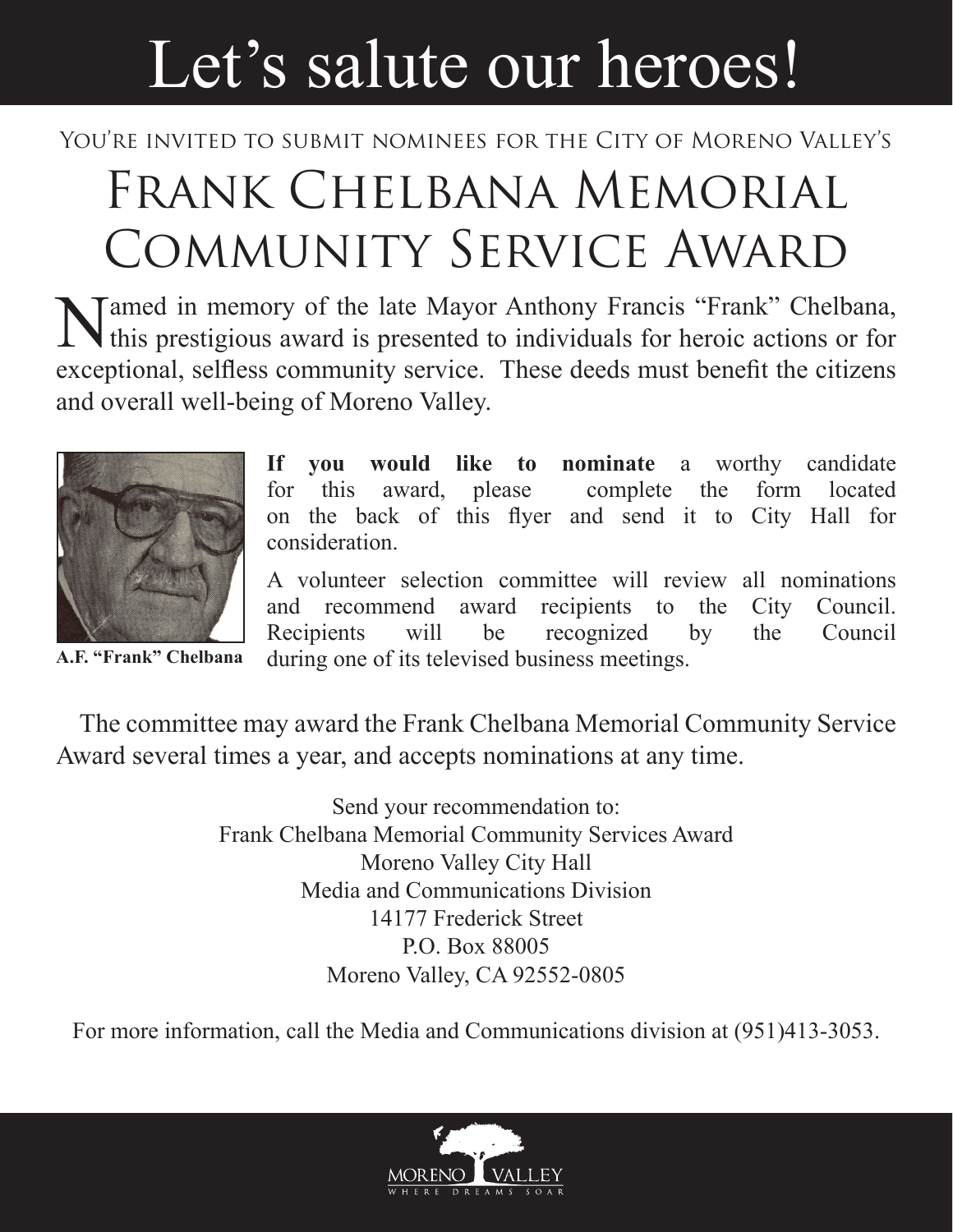# Let's salute our heroes!

You're invited to submit nominees for the City of Moreno Valley's

## Frank Chelbana Memorial Community Service Award

Named in memory of the late Mayor Anthony Francis "Frank" Chelbana, this prestigious award is presented to individuals for heroic actions or for exceptional, selfless community service. These deeds must benefit the citizens and overall well-being of Moreno Valley.

**A.F. "Frank" Chelbana**

**If you would like to nominate** a worthy candidate for this award, please complete the form located on the back of this flyer and send it to City Hall for consideration.

A volunteer selection committee will review all nominations and recommend award recipients to the City Council. Recipients will be recognized by the Council during one of its televised business meetings.

The committee may award the Frank Chelbana Memorial Community Service Award several times a year, and accepts nominations at any time.

Send your recommendation to:
Frank Chelbana Memorial Community Services Award
Moreno Valley City Hall
Media and Communications Division
14177 Frederick Street
P.O. Box 88005
Moreno Valley, CA 92552-0805

For more information, call the Media and Communications division at (951)413-3053.

MORENO VALLEY
WHERE DREAMS SOAR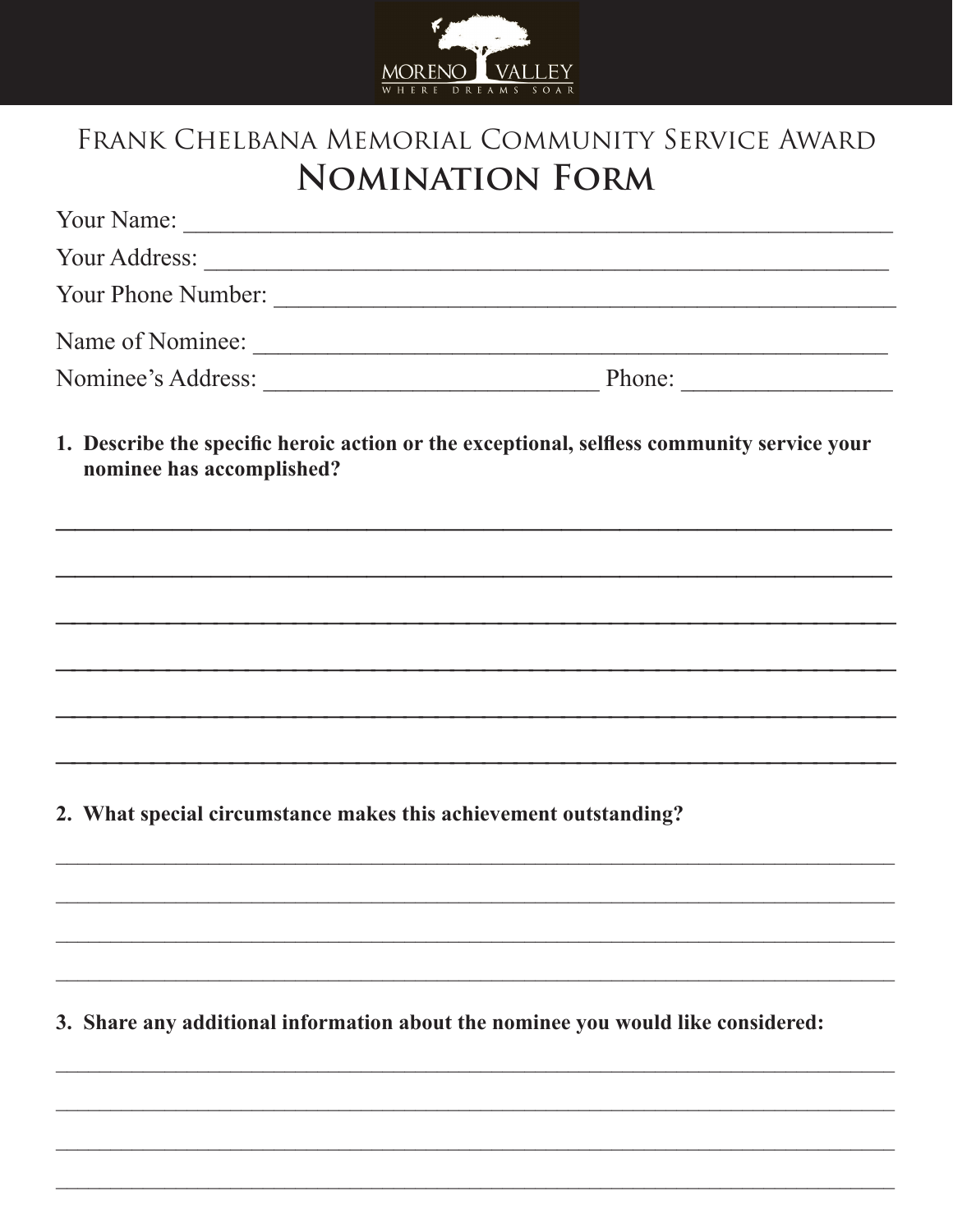MORENO VALLEY

WHERE DREAMS SOAR

# Frank Chelbana Memorial Community Service Award

# Nomination Form

Your Name: ___________________________________________________________

Your Address: _________________________________________________________

Your Phone Number: ____________________________________________________

Name of Nominee: _____________________________________________________

Nominee's Address: ___________________________ Phone: _________________

**1. Describe the specific heroic action or the exceptional, selfless community service your nominee has accomplished?**

______________________________________________________________________

______________________________________________________________________

______________________________________________________________________

______________________________________________________________________

______________________________________________________________________

______________________________________________________________________

**2. What special circumstance makes this achievement outstanding?**

______________________________________________________________________

______________________________________________________________________

______________________________________________________________________

______________________________________________________________________

**3. Share any additional information about the nominee you would like considered:**

______________________________________________________________________

______________________________________________________________________

______________________________________________________________________

______________________________________________________________________